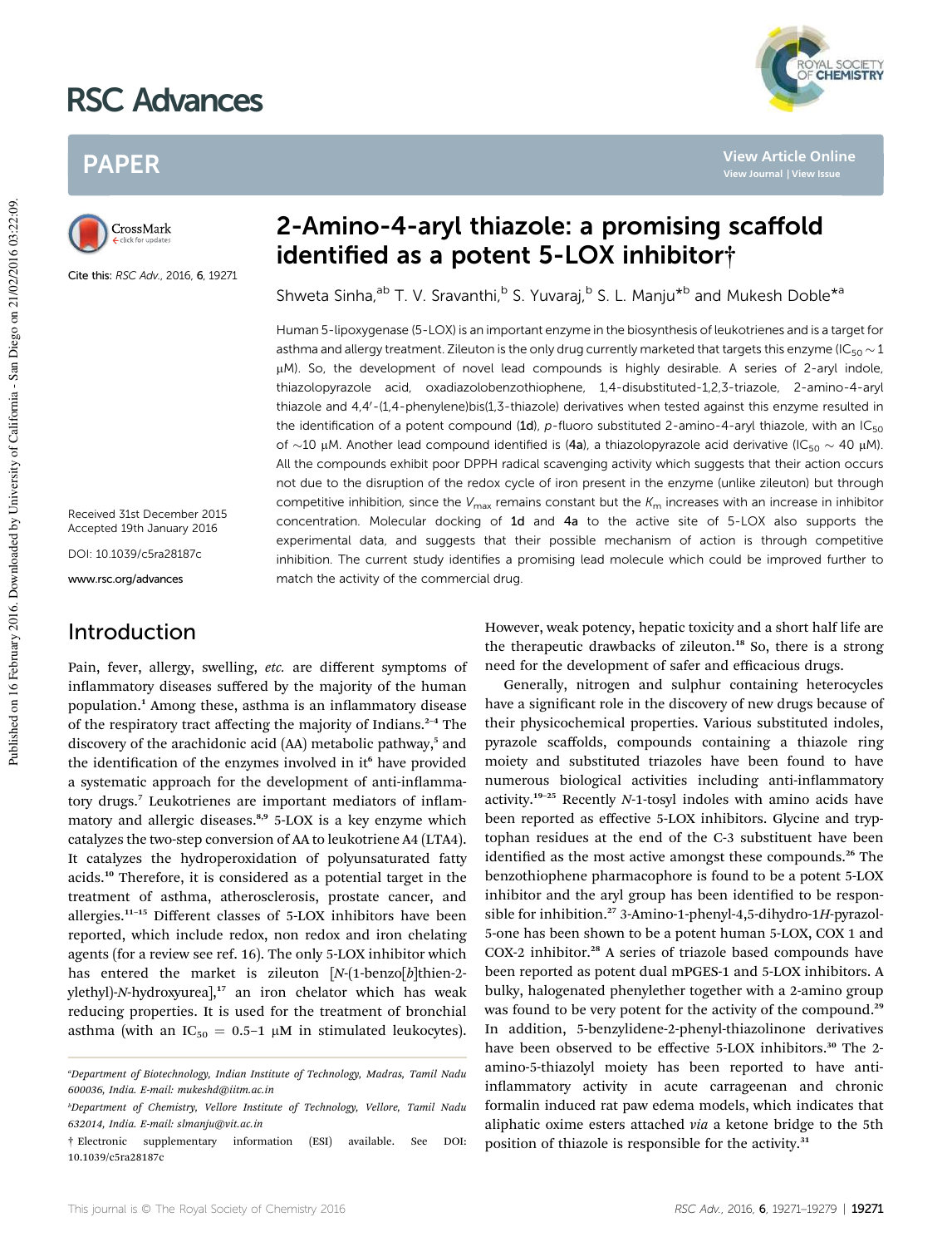# 2-Amino-4-aryl thiazole: a promising scaffold identified as a potent 5-LOX inhibitor†

Cite this: *RSC Adv.*, 2016, **6**, 19271

Shweta Sinha,[ab] T. V. Sravanthi,[b] S. Yuvaraj,[b] S. L. Manju*[b] and Mukesh Doble*[a]

Received 31st December 2015
Accepted 19th January 2016

DOI: 10.1039/c5ra28187c

www.rsc.org/advances

Human 5-lipoxygenase (5-LOX) is an important enzyme in the biosynthesis of leukotrienes and is a target for asthma and allergy treatment. Zileuton is the only drug currently marketed that targets this enzyme ($IC_{50} \sim 1$ μM). So, the development of novel lead compounds is highly desirable. A series of 2-aryl indole, thiazolopyrazole acid, oxadiazolobenzothiophene, 1,4-disubstituted-1,2,3-triazole, 2-amino-4-aryl thiazole and 4,4′-(1,4-phenylene)bis(1,3-thiazole) derivatives when tested against this enzyme resulted in the identification of a potent compound (**1d**), *p*-fluoro substituted 2-amino-4-aryl thiazole, with an $IC_{50}$ of ∼10 μM. Another lead compound identified is (**4a**), a thiazolopyrazole acid derivative ($IC_{50} \sim 40$ μM). All the compounds exhibit poor DPPH radical scavenging activity which suggests that their action occurs not due to the disruption of the redox cycle of iron present in the enzyme (unlike zileuton) but through competitive inhibition, since the $V_{max}$ remains constant but the $K_m$ increases with an increase in inhibitor concentration. Molecular docking of **1d** and **4a** to the active site of 5-LOX also supports the experimental data, and suggests that their possible mechanism of action is through competitive inhibition. The current study identifies a promising lead molecule which could be improved further to match the activity of the commercial drug.

## Introduction

Pain, fever, allergy, swelling, *etc.* are different symptoms of inflammatory diseases suffered by the majority of the human population.[1] Among these, asthma is an inflammatory disease of the respiratory tract affecting the majority of Indians.[2–4] The discovery of the arachidonic acid (AA) metabolic pathway,[5] and the identification of the enzymes involved in it[6] have provided a systematic approach for the development of anti-inflammatory drugs.[7] Leukotrienes are important mediators of inflammatory and allergic diseases.[8,9] 5-LOX is a key enzyme which catalyzes the two-step conversion of AA to leukotriene A4 (LTA4). It catalyzes the hydroperoxidation of polyunsaturated fatty acids.[10] Therefore, it is considered as a potential target in the treatment of asthma, atherosclerosis, prostate cancer, and allergies.[11–15] Different classes of 5-LOX inhibitors have been reported, which include redox, non redox and iron chelating agents (for a review see ref. 16). The only 5-LOX inhibitor which has entered the market is zileuton [*N*-(1-benzo[*b*]thien-2-ylethyl)-*N*-hydroxyurea],[17] an iron chelator which has weak reducing properties. It is used for the treatment of bronchial asthma (with an $IC_{50} = 0.5–1$ μM in stimulated leukocytes). However, weak potency, hepatic toxicity and a short half life are the therapeutic drawbacks of zileuton.[18] So, there is a strong need for the development of safer and efficacious drugs.

Generally, nitrogen and sulphur containing heterocycles have a significant role in the discovery of new drugs because of their physicochemical properties. Various substituted indoles, pyrazole scaffolds, compounds containing a thiazole ring moiety and substituted triazoles have been found to have numerous biological activities including anti-inflammatory activity.[19–25] Recently *N*-1-tosyl indoles with amino acids have been reported as effective 5-LOX inhibitors. Glycine and tryptophan residues at the end of the C-3 substituent have been identified as the most active amongst these compounds.[26] The benzothiophene pharmacophore is found to be a potent 5-LOX inhibitor and the aryl group has been identified to be responsible for inhibition.[27] 3-Amino-1-phenyl-4,5-dihydro-1*H*-pyrazol-5-one has been shown to be a potent human 5-LOX, COX 1 and COX-2 inhibitor.[28] A series of triazole based compounds have been reported as potent dual mPGES-1 and 5-LOX inhibitors. A bulky, halogenated phenylether together with a 2-amino group was found to be very potent for the activity of the compound.[29] In addition, 5-benzylidene-2-phenyl-thiazolinone derivatives have been observed to be effective 5-LOX inhibitors.[30] The 2-amino-5-thiazolyl moiety has been reported to have anti-inflammatory activity in acute carrageenan and chronic formalin induced rat paw edema models, which indicates that aliphatic oxime esters attached *via* a ketone bridge to the 5th position of thiazole is responsible for the activity.[31]

---

[a]Department of Biotechnology, Indian Institute of Technology, Madras, Tamil Nadu 600036, India. E-mail: mukeshd@iitm.ac.in

[b]Department of Chemistry, Vellore Institute of Technology, Vellore, Tamil Nadu 632014, India. E-mail: slmanju@vit.ac.in

† Electronic supplementary information (ESI) available. See DOI: 10.1039/c5ra28187c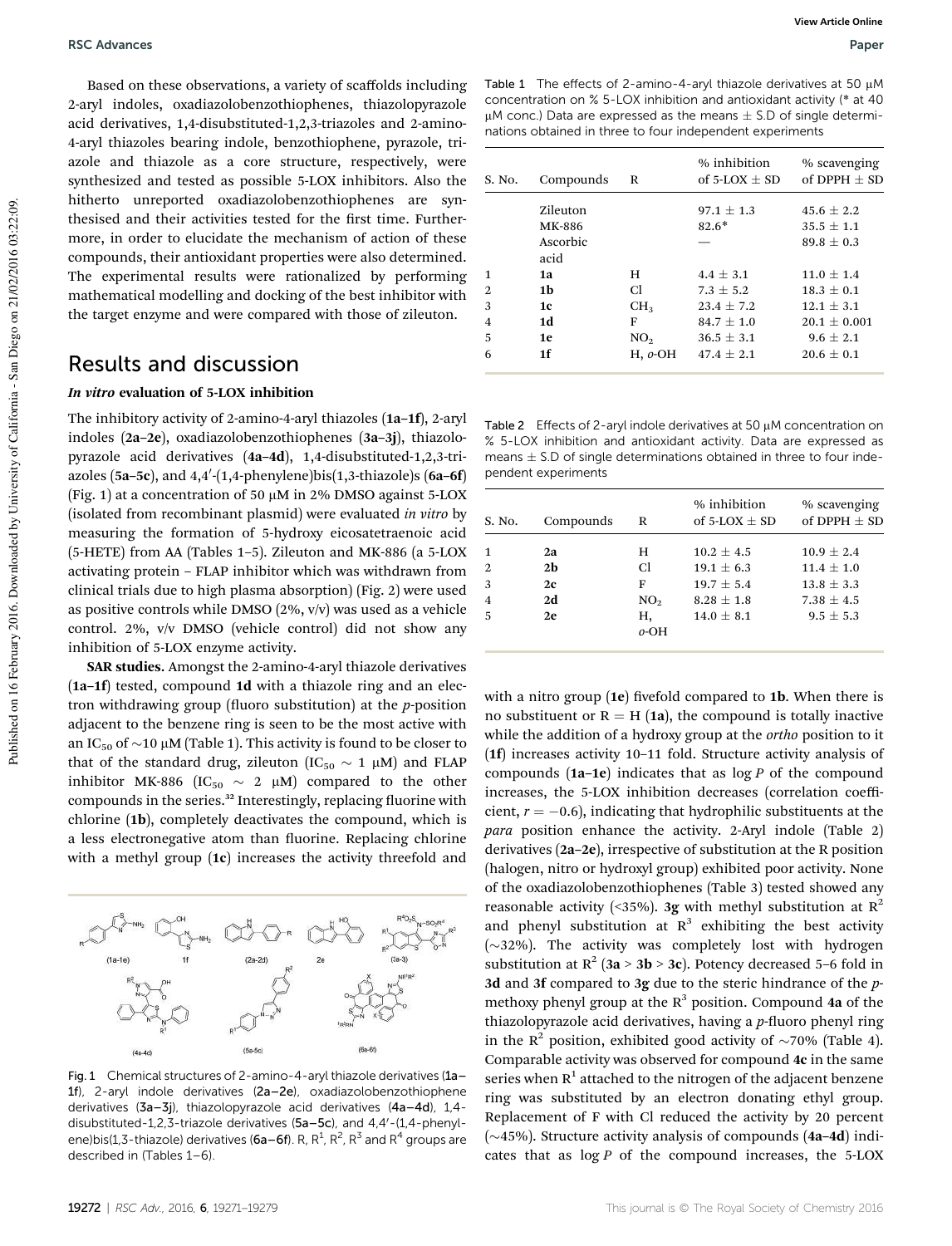Based on these observations, a variety of scaffolds including 2-aryl indoles, oxadiazolobenzothiophenes, thiazolopyrazole acid derivatives, 1,4-disubstituted-1,2,3-triazoles and 2-amino-4-aryl thiazoles bearing indole, benzothiophene, pyrazole, triazole and thiazole as a core structure, respectively, were synthesized and tested as possible 5-LOX inhibitors. Also the hitherto unreported oxadiazolobenzothiophenes are synthesised and their activities tested for the first time. Furthermore, in order to elucidate the mechanism of action of these compounds, their antioxidant properties were also determined. The experimental results were rationalized by performing mathematical modelling and docking of the best inhibitor with the target enzyme and were compared with those of zileuton.

## Results and discussion

### *In vitro* evaluation of 5-LOX inhibition

The inhibitory activity of 2-amino-4-aryl thiazoles (**1a–1f**), 2-aryl indoles (**2a–2e**), oxadiazolobenzothiophenes (**3a–3j**), thiazolopyrazole acid derivatives (**4a–4d**), 1,4-disubstituted-1,2,3-triazoles (**5a–5c**), and 4,4′-(1,4-phenylene)bis(1,3-thiazole)s (**6a–6f**) (Fig. 1) at a concentration of 50 μM in 2% DMSO against 5-LOX (isolated from recombinant plasmid) were evaluated *in vitro* by measuring the formation of 5-hydroxy eicosatetraenoic acid (5-HETE) from AA (Tables 1–5). Zileuton and MK-886 (a 5-LOX activating protein – FLAP inhibitor which was withdrawn from clinical trials due to high plasma absorption) (Fig. 2) were used as positive controls while DMSO (2%, v/v) was used as a vehicle control. 2%, v/v DMSO (vehicle control) did not show any inhibition of 5-LOX enzyme activity.

**SAR studies.** Amongst the 2-amino-4-aryl thiazole derivatives (**1a–1f**) tested, compound **1d** with a thiazole ring and an electron withdrawing group (fluoro substitution) at the *p*-position adjacent to the benzene ring is seen to be the most active with an $IC_{50}$ of ~10 μM (Table 1). This activity is found to be closer to that of the standard drug, zileuton ($IC_{50}$ ~ 1 μM) and FLAP inhibitor MK-886 ($IC_{50}$ ~ 2 μM) compared to the other compounds in the series.[32] Interestingly, replacing fluorine with chlorine (**1b**), completely deactivates the compound, which is a less electronegative atom than fluorine. Replacing chlorine with a methyl group (**1c**) increases the activity threefold and with a nitro group (**1e**) fivefold compared to **1b**. When there is no substituent or R = H (**1a**), the compound is totally inactive while the addition of a hydroxy group at the *ortho* position to it (**1f**) increases activity 10–11 fold. Structure activity analysis of compounds (**1a–1e**) indicates that as log *P* of the compound increases, the 5-LOX inhibition decreases (correlation coefficient, $r = -0.6$), indicating that hydrophilic substituents at the *para* position enhance the activity. 2-Aryl indole (Table 2) derivatives (**2a–2e**), irrespective of substitution at the R position (halogen, nitro or hydroxyl group) exhibited poor activity. None of the oxadiazolobenzothiophenes (Table 3) tested showed any reasonable activity (<35%). **3g** with methyl substitution at $R^2$ and phenyl substitution at $R^3$ exhibiting the best activity (~32%). The activity was completely lost with hydrogen substitution at $R^2$ (**3a** > **3b** > **3c**). Potency decreased 5–6 fold in **3d** and **3f** compared to **3g** due to the steric hindrance of the *p*-methoxy phenyl group at the $R^3$ position. Compound **4a** of the thiazolopyrazole acid derivatives, having a *p*-fluoro phenyl ring in the $R^2$ position, exhibited good activity of ~70% (Table 4). Comparable activity was observed for compound **4c** in the same series when $R^1$ attached to the nitrogen of the adjacent benzene ring was substituted by an electron donating ethyl group. Replacement of F with Cl reduced the activity by 20 percent (~45%). Structure activity analysis of compounds (**4a–4d**) indicates that as log *P* of the compound increases, the 5-LOX

Table 1 The effects of 2-amino-4-aryl thiazole derivatives at 50 μM concentration on % 5-LOX inhibition and antioxidant activity (* at 40 μM conc.) Data are expressed as the means ± S.D of single determinations obtained in three to four independent experiments

| S. No. | Compounds | R | % inhibition of 5-LOX ± SD | % scavenging of DPPH ± SD |
|---|---|---|---|---|
| | Zileuton | | 97.1 ± 1.3 | 45.6 ± 2.2 |
| | MK-886 | | 82.6* | 35.5 ± 1.1 |
| | Ascorbic acid | | — | 89.8 ± 0.3 |
| 1 | **1a** | H | 4.4 ± 3.1 | 11.0 ± 1.4 |
| 2 | **1b** | Cl | 7.3 ± 5.2 | 18.3 ± 0.1 |
| 3 | **1c** | $CH_3$ | 23.4 ± 7.2 | 12.1 ± 3.1 |
| 4 | **1d** | F | 84.7 ± 1.0 | 20.1 ± 0.001 |
| 5 | **1e** | $NO_2$ | 36.5 ± 3.1 | 9.6 ± 2.1 |
| 6 | **1f** | H, *o*-OH | 47.4 ± 2.1 | 20.6 ± 0.1 |

Table 2 Effects of 2-aryl indole derivatives at 50 μM concentration on % 5-LOX inhibition and antioxidant activity. Data are expressed as means ± S.D of single determinations obtained in three to four independent experiments

| S. No. | Compounds | R | % inhibition of 5-LOX ± SD | % scavenging of DPPH ± SD |
|---|---|---|---|---|
| 1 | **2a** | H | 10.2 ± 4.5 | 10.9 ± 2.4 |
| 2 | **2b** | Cl | 19.1 ± 6.3 | 11.4 ± 1.0 |
| 3 | **2c** | F | 19.7 ± 5.4 | 13.8 ± 3.3 |
| 4 | **2d** | $NO_2$ | 8.28 ± 1.8 | 7.38 ± 4.5 |
| 5 | **2e** | H, *o*-OH | 14.0 ± 8.1 | 9.5 ± 5.3 |

Fig. 1 Chemical structures of 2-amino-4-aryl thiazole derivatives (**1a–1f**), 2-aryl indole derivatives (**2a–2e**), oxadiazolobenzothiophene derivatives (**3a–3j**), thiazolopyrazole acid derivatives (**4a–4d**), 1,4-disubstituted-1,2,3-triazole derivatives (**5a–5c**), and 4,4′-(1,4-phenylene)bis(1,3-thiazole) derivatives (**6a–6f**). R, $R^1$, $R^2$, $R^3$ and $R^4$ groups are described in (Tables 1–6).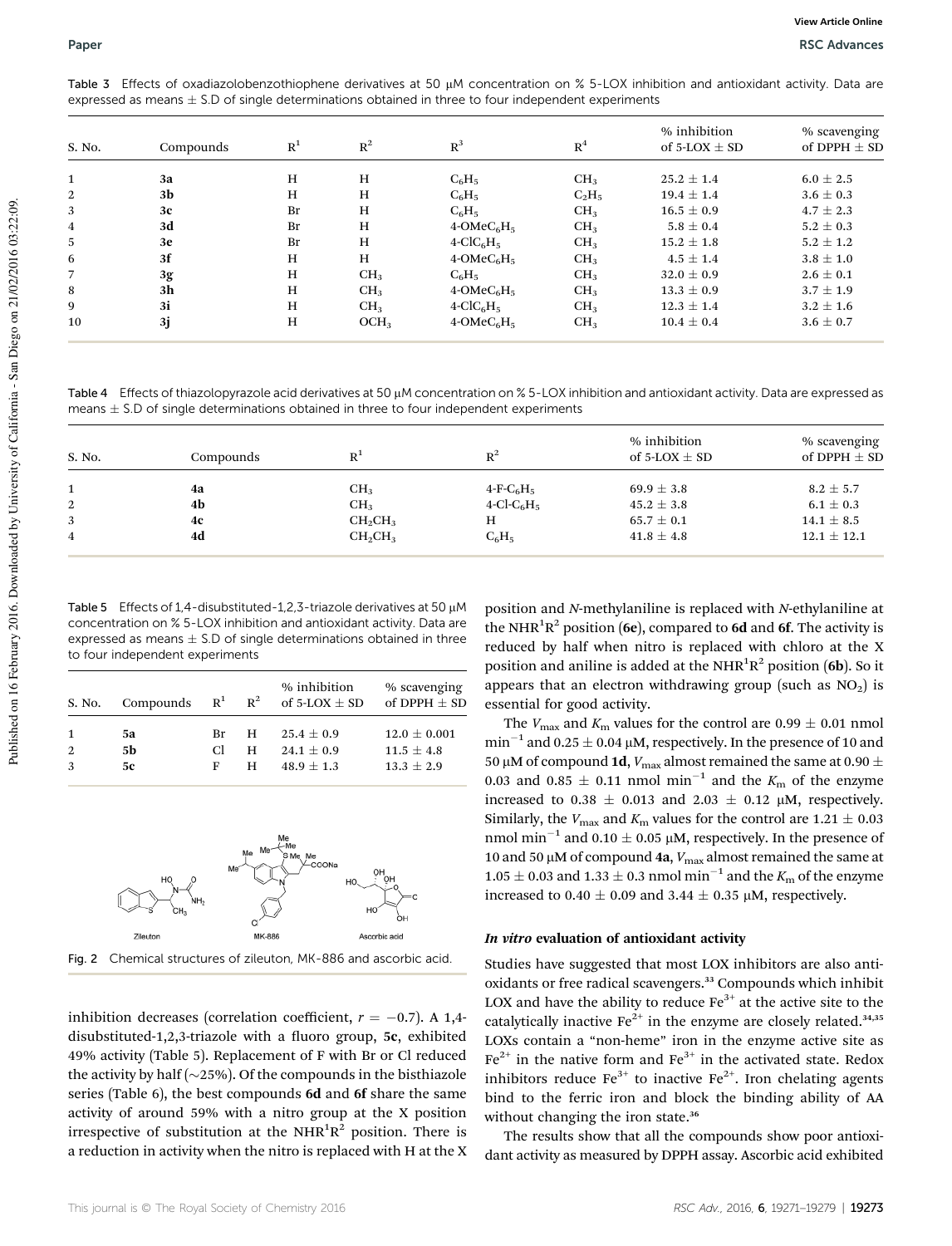Table 3 Effects of oxadiazolobenzothiophene derivatives at 50 μM concentration on % 5-LOX inhibition and antioxidant activity. Data are expressed as means ± S.D of single determinations obtained in three to four independent experiments

| S. No. | Compounds | $R^1$ | $R^2$ | $R^3$ | $R^4$ | % inhibition of 5-LOX ± SD | % scavenging of DPPH ± SD |
|---|---|---|---|---|---|---|---|
| 1 | **3a** | H | H | $C_6H_5$ | $CH_3$ | 25.2 ± 1.4 | 6.0 ± 2.5 |
| 2 | **3b** | H | H | $C_6H_5$ | $C_2H_5$ | 19.4 ± 1.4 | 3.6 ± 0.3 |
| 3 | **3c** | Br | H | $C_6H_5$ | $CH_3$ | 16.5 ± 0.9 | 4.7 ± 2.3 |
| 4 | **3d** | Br | H | 4-OMe$C_6H_5$ | $CH_3$ | 5.8 ± 0.4 | 5.2 ± 0.3 |
| 5 | **3e** | Br | H | 4-Cl$C_6H_5$ | $CH_3$ | 15.2 ± 1.8 | 5.2 ± 1.2 |
| 6 | **3f** | H | H | 4-OMe$C_6H_5$ | $CH_3$ | 4.5 ± 1.4 | 3.8 ± 1.0 |
| 7 | **3g** | H | $CH_3$ | $C_6H_5$ | $CH_3$ | 32.0 ± 0.9 | 2.6 ± 0.1 |
| 8 | **3h** | H | $CH_3$ | 4-OMe$C_6H_5$ | $CH_3$ | 13.3 ± 0.9 | 3.7 ± 1.9 |
| 9 | **3i** | H | $CH_3$ | 4-Cl$C_6H_5$ | $CH_3$ | 12.3 ± 1.4 | 3.2 ± 1.6 |
| 10 | **3j** | H | $OCH_3$ | 4-OMe$C_6H_5$ | $CH_3$ | 10.4 ± 0.4 | 3.6 ± 0.7 |

Table 4 Effects of thiazolopyrazole acid derivatives at 50 μM concentration on % 5-LOX inhibition and antioxidant activity. Data are expressed as means ± S.D of single determinations obtained in three to four independent experiments

| S. No. | Compounds | $R^1$ | $R^2$ | % inhibition of 5-LOX ± SD | % scavenging of DPPH ± SD |
|---|---|---|---|---|---|
| 1 | **4a** | $CH_3$ | 4-F-$C_6H_5$ | 69.9 ± 3.8 | 8.2 ± 5.7 |
| 2 | **4b** | $CH_3$ | 4-Cl-$C_6H_5$ | 45.2 ± 3.8 | 6.1 ± 0.3 |
| 3 | **4c** | $CH_2CH_3$ | H | 65.7 ± 0.1 | 14.1 ± 8.5 |
| 4 | **4d** | $CH_2CH_3$ | $C_6H_5$ | 41.8 ± 4.8 | 12.1 ± 12.1 |

Table 5 Effects of 1,4-disubstituted-1,2,3-triazole derivatives at 50 μM concentration on % 5-LOX inhibition and antioxidant activity. Data are expressed as means ± S.D of single determinations obtained in three to four independent experiments

| S. No. | Compounds | $R^1$ | $R^2$ | % inhibition of 5-LOX ± SD | % scavenging of DPPH ± SD |
|---|---|---|---|---|---|
| 1 | **5a** | Br | H | 25.4 ± 0.9 | 12.0 ± 0.001 |
| 2 | **5b** | Cl | H | 24.1 ± 0.9 | 11.5 ± 4.8 |
| 3 | **5c** | F | H | 48.9 ± 1.3 | 13.3 ± 2.9 |

Fig. 2 Chemical structures of zileuton, MK-886 and ascorbic acid.

inhibition decreases (correlation coefficient, $r = -0.7$). A 1,4-disubstituted-1,2,3-triazole with a fluoro group, **5c**, exhibited 49% activity (Table 5). Replacement of F with Br or Cl reduced the activity by half (~25%). Of the compounds in the bisthiazole series (Table 6), the best compounds **6d** and **6f** share the same activity of around 59% with a nitro group at the X position irrespective of substitution at the $NHR^1R^2$ position. There is a reduction in activity when the nitro is replaced with H at the X position and *N*-methylaniline is replaced with *N*-ethylaniline at the $NHR^1R^2$ position (**6e**), compared to **6d** and **6f**. The activity is reduced by half when nitro is replaced with chloro at the X position and aniline is added at the $NHR^1R^2$ position (**6b**). So it appears that an electron withdrawing group (such as $NO_2$) is essential for good activity.

The $V_{max}$ and $K_m$ values for the control are 0.99 ± 0.01 nmol $min^{-1}$ and 0.25 ± 0.04 μM, respectively. In the presence of 10 and 50 μM of compound **1d**, $V_{max}$ almost remained the same at 0.90 ± 0.03 and 0.85 ± 0.11 nmol $min^{-1}$ and the $K_m$ of the enzyme increased to 0.38 ± 0.013 and 2.03 ± 0.12 μM, respectively. Similarly, the $V_{max}$ and $K_m$ values for the control are 1.21 ± 0.03 nmol $min^{-1}$ and 0.10 ± 0.05 μM, respectively. In the presence of 10 and 50 μM of compound **4a**, $V_{max}$ almost remained the same at 1.05 ± 0.03 and 1.33 ± 0.3 nmol $min^{-1}$ and the $K_m$ of the enzyme increased to 0.40 ± 0.09 and 3.44 ± 0.35 μM, respectively.

### *In vitro* evaluation of antioxidant activity

Studies have suggested that most LOX inhibitors are also antioxidants or free radical scavengers.[33] Compounds which inhibit LOX and have the ability to reduce $Fe^{3+}$ at the active site to the catalytically inactive $Fe^{2+}$ in the enzyme are closely related.[34,35] LOXs contain a "non-heme" iron in the enzyme active site as $Fe^{2+}$ in the native form and $Fe^{3+}$ in the activated state. Redox inhibitors reduce $Fe^{3+}$ to inactive $Fe^{2+}$. Iron chelating agents bind to the ferric iron and block the binding ability of AA without changing the iron state.[36]

The results show that all the compounds show poor antioxidant activity as measured by DPPH assay. Ascorbic acid exhibited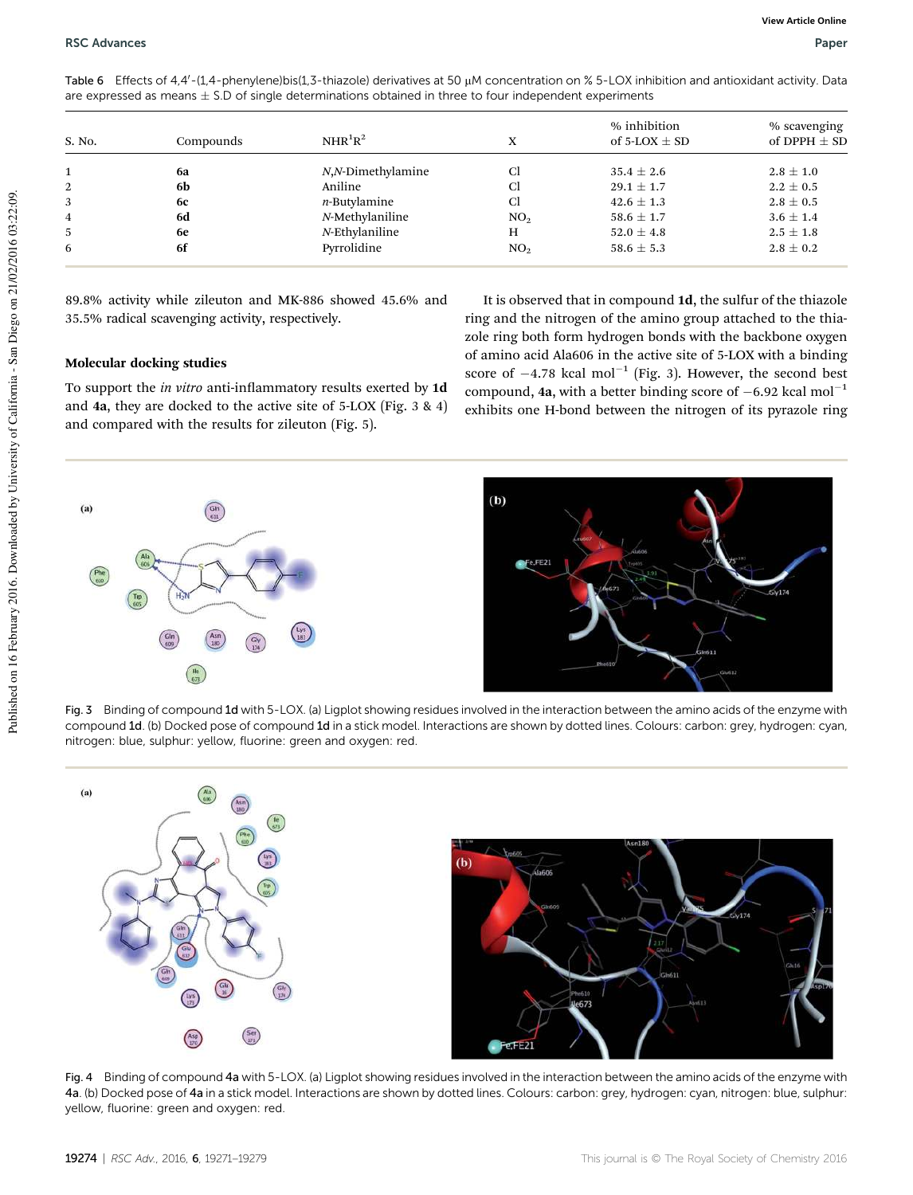Table 6 Effects of 4,4′-(1,4-phenylene)bis(1,3-thiazole) derivatives at 50 μM concentration on % 5-LOX inhibition and antioxidant activity. Data are expressed as means ± S.D of single determinations obtained in three to four independent experiments

| S. No. | Compounds | $NHR^1R^2$ | X | % inhibition of 5-LOX ± SD | % scavenging of DPPH ± SD |
|---|---|---|---|---|---|
| 1 | **6a** | *N*,*N*-Dimethylamine | Cl | 35.4 ± 2.6 | 2.8 ± 1.0 |
| 2 | **6b** | Aniline | Cl | 29.1 ± 1.7 | 2.2 ± 0.5 |
| 3 | **6c** | *n*-Butylamine | Cl | 42.6 ± 1.3 | 2.8 ± 0.5 |
| 4 | **6d** | *N*-Methylaniline | $NO_2$ | 58.6 ± 1.7 | 3.6 ± 1.4 |
| 5 | **6e** | *N*-Ethylaniline | H | 52.0 ± 4.8 | 2.5 ± 1.8 |
| 6 | **6f** | Pyrrolidine | $NO_2$ | 58.6 ± 5.3 | 2.8 ± 0.2 |

89.8% activity while zileuton and MK-886 showed 45.6% and 35.5% radical scavenging activity, respectively.

### Molecular docking studies

To support the *in vitro* anti-inflammatory results exerted by **1d** and **4a**, they are docked to the active site of 5-LOX (Fig. 3 & 4) and compared with the results for zileuton (Fig. 5).

It is observed that in compound **1d**, the sulfur of the thiazole ring and the nitrogen of the amino group attached to the thiazole ring both form hydrogen bonds with the backbone oxygen of amino acid Ala606 in the active site of 5-LOX with a binding score of −4.78 kcal mol$^{-1}$ (Fig. 3). However, the second best compound, **4a**, with a better binding score of −6.92 kcal mol$^{-1}$ exhibits one H-bond between the nitrogen of its pyrazole ring

Fig. 3 Binding of compound **1d** with 5-LOX. (a) Ligplot showing residues involved in the interaction between the amino acids of the enzyme with compound **1d**. (b) Docked pose of compound **1d** in a stick model. Interactions are shown by dotted lines. Colours: carbon: grey, hydrogen: cyan, nitrogen: blue, sulphur: yellow, fluorine: green and oxygen: red.

Fig. 4 Binding of compound **4a** with 5-LOX. (a) Ligplot showing residues involved in the interaction between the amino acids of the enzyme with **4a**. (b) Docked pose of **4a** in a stick model. Interactions are shown by dotted lines. Colours: carbon: grey, hydrogen: cyan, nitrogen: blue, sulphur: yellow, fluorine: green and oxygen: red.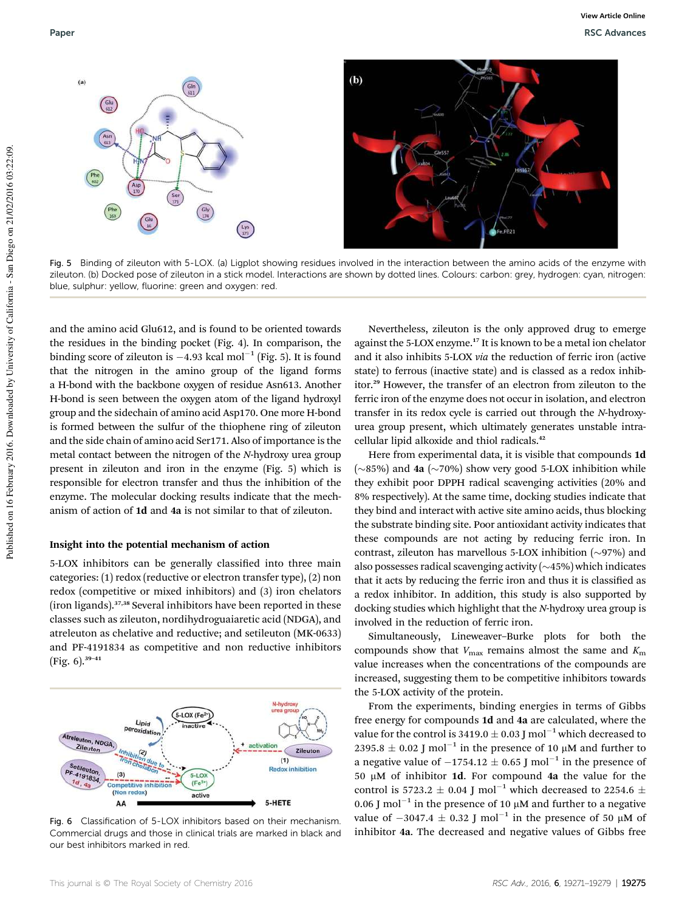Fig. 5 Binding of zileuton with 5-LOX. (a) Ligplot showing residues involved in the interaction between the amino acids of the enzyme with zileuton. (b) Docked pose of zileuton in a stick model. Interactions are shown by dotted lines. Colours: carbon: grey, hydrogen: cyan, nitrogen: blue, sulphur: yellow, fluorine: green and oxygen: red.

and the amino acid Glu612, and is found to be oriented towards the residues in the binding pocket (Fig. 4). In comparison, the binding score of zileuton is −4.93 kcal mol$^{-1}$ (Fig. 5). It is found that the nitrogen in the amino group of the ligand forms a H-bond with the backbone oxygen of residue Asn613. Another H-bond is seen between the oxygen atom of the ligand hydroxyl group and the sidechain of amino acid Asp170. One more H-bond is formed between the sulfur of the thiophene ring of zileuton and the side chain of amino acid Ser171. Also of importance is the metal contact between the nitrogen of the *N*-hydroxy urea group present in zileuton and iron in the enzyme (Fig. 5) which is responsible for electron transfer and thus the inhibition of the enzyme. The molecular docking results indicate that the mechanism of action of **1d** and **4a** is not similar to that of zileuton.

### Insight into the potential mechanism of action

5-LOX inhibitors can be generally classified into three main categories: (1) redox (reductive or electron transfer type), (2) non redox (competitive or mixed inhibitors) and (3) iron chelators (iron ligands).[37,38] Several inhibitors have been reported in these classes such as zileuton, nordihydroguaiaretic acid (NDGA), and atreleuton as chelative and reductive; and setileuton (MK-0633) and PF-4191834 as competitive and non reductive inhibitors (Fig. 6).[39–41]

Fig. 6 Classification of 5-LOX inhibitors based on their mechanism. Commercial drugs and those in clinical trials are marked in black and our best inhibitors marked in red.

Nevertheless, zileuton is the only approved drug to emerge against the 5-LOX enzyme.[17] It is known to be a metal ion chelator and it also inhibits 5-LOX *via* the reduction of ferric iron (active state) to ferrous (inactive state) and is classed as a redox inhibitor.[29] However, the transfer of an electron from zileuton to the ferric iron of the enzyme does not occur in isolation, and electron transfer in its redox cycle is carried out through the *N*-hydroxy-urea group present, which ultimately generates unstable intracellular lipid alkoxide and thiol radicals.[42]

Here from experimental data, it is visible that compounds **1d** (~85%) and **4a** (~70%) show very good 5-LOX inhibition while they exhibit poor DPPH radical scavenging activities (20% and 8% respectively). At the same time, docking studies indicate that they bind and interact with active site amino acids, thus blocking the substrate binding site. Poor antioxidant activity indicates that these compounds are not acting by reducing ferric iron. In contrast, zileuton has marvellous 5-LOX inhibition (~97%) and also possesses radical scavenging activity (~45%) which indicates that it acts by reducing the ferric iron and thus it is classified as a redox inhibitor. In addition, this study is also supported by docking studies which highlight that the *N*-hydroxy urea group is involved in the reduction of ferric iron.

Simultaneously, Lineweaver–Burke plots for both the compounds show that $V_{max}$ remains almost the same and $K_m$ value increases when the concentrations of the compounds are increased, suggesting them to be competitive inhibitors towards the 5-LOX activity of the protein.

From the experiments, binding energies in terms of Gibbs free energy for compounds **1d** and **4a** are calculated, where the value for the control is 3419.0 ± 0.03 J mol$^{-1}$ which decreased to 2395.8 ± 0.02 J mol$^{-1}$ in the presence of 10 μM and further to a negative value of −1754.12 ± 0.65 J mol$^{-1}$ in the presence of 50 μM of inhibitor **1d**. For compound **4a** the value for the control is 5723.2 ± 0.04 J mol$^{-1}$ which decreased to 2254.6 ± 0.06 J mol$^{-1}$ in the presence of 10 μM and further to a negative value of −3047.4 ± 0.32 J mol$^{-1}$ in the presence of 50 μM of inhibitor **4a**. The decreased and negative values of Gibbs free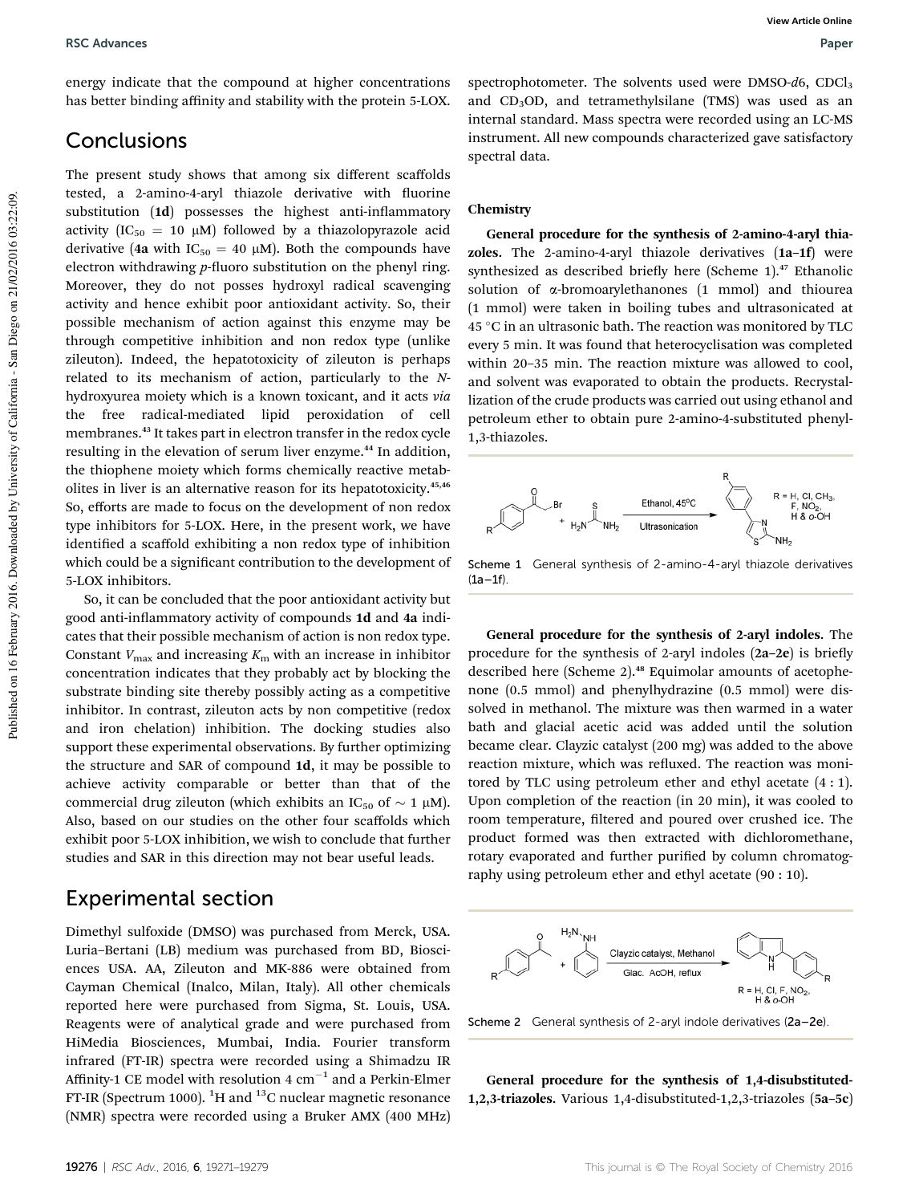energy indicate that the compound at higher concentrations has better binding affinity and stability with the protein 5-LOX.

## Conclusions

The present study shows that among six different scaffolds tested, a 2-amino-4-aryl thiazole derivative with fluorine substitution (**1d**) possesses the highest anti-inflammatory activity ($IC_{50}$ = 10 μM) followed by a thiazolopyrazole acid derivative (**4a** with $IC_{50}$ = 40 μM). Both the compounds have electron withdrawing *p*-fluoro substitution on the phenyl ring. Moreover, they do not posses hydroxyl radical scavenging activity and hence exhibit poor antioxidant activity. So, their possible mechanism of action against this enzyme may be through competitive inhibition and non redox type (unlike zileuton). Indeed, the hepatotoxicity of zileuton is perhaps related to its mechanism of action, particularly to the *N*-hydroxyurea moiety which is a known toxicant, and it acts *via* the free radical-mediated lipid peroxidation of cell membranes.[43] It takes part in electron transfer in the redox cycle resulting in the elevation of serum liver enzyme.[44] In addition, the thiophene moiety which forms chemically reactive metabolites in liver is an alternative reason for its hepatotoxicity.[45,46] So, efforts are made to focus on the development of non redox type inhibitors for 5-LOX. Here, in the present work, we have identified a scaffold exhibiting a non redox type of inhibition which could be a significant contribution to the development of 5-LOX inhibitors.

So, it can be concluded that the poor antioxidant activity but good anti-inflammatory activity of compounds **1d** and **4a** indicates that their possible mechanism of action is non redox type. Constant $V_{max}$ and increasing $K_m$ with an increase in inhibitor concentration indicates that they probably act by blocking the substrate binding site thereby possibly acting as a competitive inhibitor. In contrast, zileuton acts by non competitive (redox and iron chelation) inhibition. The docking studies also support these experimental observations. By further optimizing the structure and SAR of compound **1d**, it may be possible to achieve activity comparable or better than that of the commercial drug zileuton (which exhibits an $IC_{50}$ of ~ 1 μM). Also, based on our studies on the other four scaffolds which exhibit poor 5-LOX inhibition, we wish to conclude that further studies and SAR in this direction may not bear useful leads.

## Experimental section

Dimethyl sulfoxide (DMSO) was purchased from Merck, USA. Luria–Bertani (LB) medium was purchased from BD, Biosciences USA. AA, Zileuton and MK-886 were obtained from Cayman Chemical (Inalco, Milan, Italy). All other chemicals reported here were purchased from Sigma, St. Louis, USA. Reagents were of analytical grade and were purchased from HiMedia Biosciences, Mumbai, India. Fourier transform infrared (FT-IR) spectra were recorded using a Shimadzu IR Affinity-1 CE model with resolution 4 $cm^{-1}$ and a Perkin-Elmer FT-IR (Spectrum 1000). $^{1}H$ and $^{13}C$ nuclear magnetic resonance (NMR) spectra were recorded using a Bruker AMX (400 MHz) spectrophotometer. The solvents used were DMSO-*d*6, $CDCl_3$ and $CD_3OD$, and tetramethylsilane (TMS) was used as an internal standard. Mass spectra were recorded using an LC-MS instrument. All new compounds characterized gave satisfactory spectral data.

### Chemistry

**General procedure for the synthesis of 2-amino-4-aryl thiazoles.** The 2-amino-4-aryl thiazole derivatives (**1a–1f**) were synthesized as described briefly here (Scheme 1).[47] Ethanolic solution of α-bromoarylethanones (1 mmol) and thiourea (1 mmol) were taken in boiling tubes and ultrasonicated at 45 °C in an ultrasonic bath. The reaction was monitored by TLC every 5 min. It was found that heterocyclisation was completed within 20–35 min. The reaction mixture was allowed to cool, and solvent was evaporated to obtain the products. Recrystallization of the crude products was carried out using ethanol and petroleum ether to obtain pure 2-amino-4-substituted phenyl-1,3-thiazoles.

Scheme 1 General synthesis of 2-amino-4-aryl thiazole derivatives (**1a–1f**).

**General procedure for the synthesis of 2-aryl indoles.** The procedure for the synthesis of 2-aryl indoles (**2a–2e**) is briefly described here (Scheme 2).[48] Equimolar amounts of acetophenone (0.5 mmol) and phenylhydrazine (0.5 mmol) were dissolved in methanol. The mixture was then warmed in a water bath and glacial acetic acid was added until the solution became clear. Clayzic catalyst (200 mg) was added to the above reaction mixture, which was refluxed. The reaction was monitored by TLC using petroleum ether and ethyl acetate (4 : 1). Upon completion of the reaction (in 20 min), it was cooled to room temperature, filtered and poured over crushed ice. The product formed was then extracted with dichloromethane, rotary evaporated and further purified by column chromatography using petroleum ether and ethyl acetate (90 : 10).

Scheme 2 General synthesis of 2-aryl indole derivatives (**2a–2e**).

**General procedure for the synthesis of 1,4-disubstituted-1,2,3-triazoles.** Various 1,4-disubstituted-1,2,3-triazoles (**5a–5c**)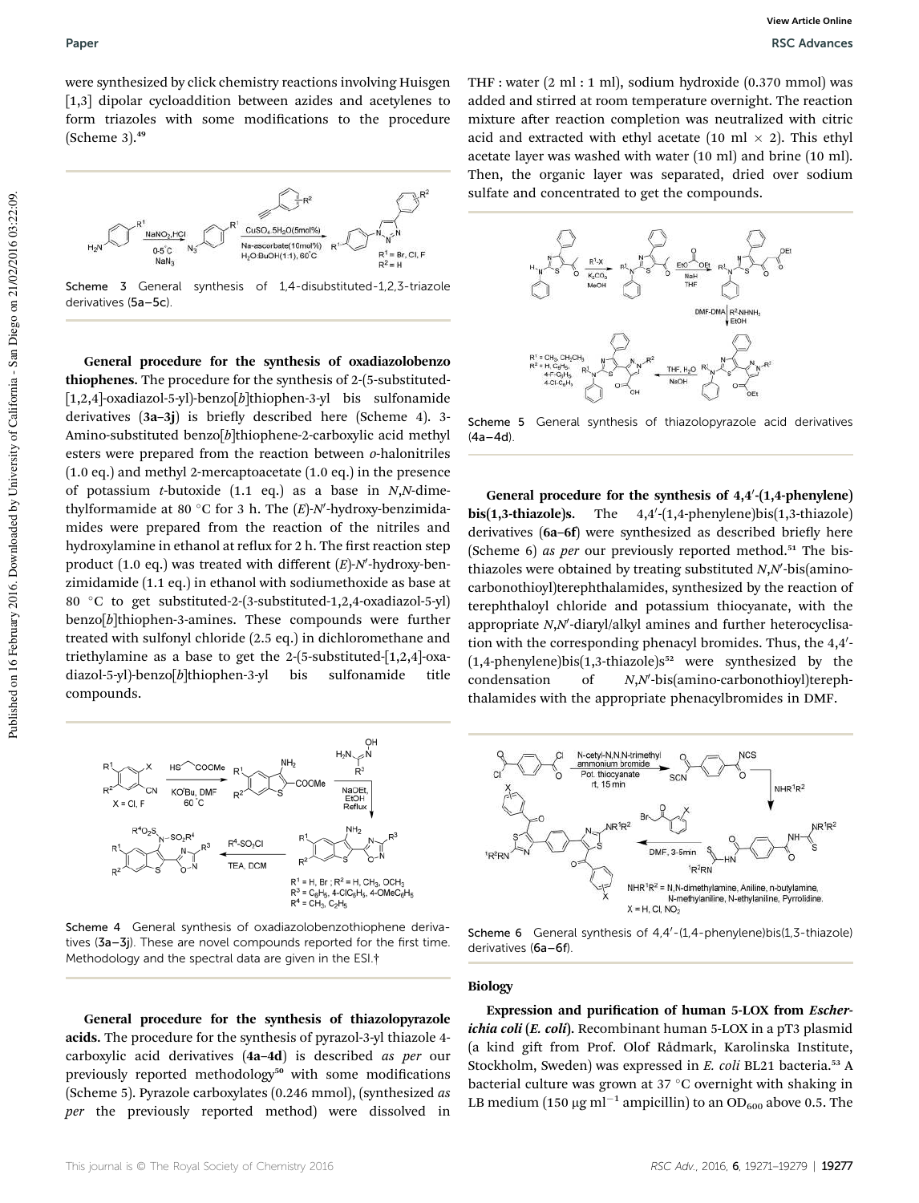were synthesized by click chemistry reactions involving Huisgen [1,3] dipolar cycloaddition between azides and acetylenes to form triazoles with some modifications to the procedure (Scheme 3).[49]

Scheme 3 General synthesis of 1,4-disubstituted-1,2,3-triazole derivatives (5a–5c).

**General procedure for the synthesis of oxadiazolobenzo thiophenes.** The procedure for the synthesis of 2-(5-substituted-[1,2,4]-oxadiazol-5-yl)-benzo[*b*]thiophen-3-yl bis sulfonamide derivatives (**3a–3j**) is briefly described here (Scheme 4). 3-Amino-substituted benzo[*b*]thiophene-2-carboxylic acid methyl esters were prepared from the reaction between *o*-halonitriles (1.0 eq.) and methyl 2-mercaptoacetate (1.0 eq.) in the presence of potassium *t*-butoxide (1.1 eq.) as a base in *N*,*N*-dimethylformamide at 80 °C for 3 h. The (*E*)-*N*′-hydroxy-benzimidamides were prepared from the reaction of the nitriles and hydroxylamine in ethanol at reflux for 2 h. The first reaction step product (1.0 eq.) was treated with different (*E*)-*N*′-hydroxy-benzimidamide (1.1 eq.) in ethanol with sodiumethoxide as base at 80 °C to get substituted-2-(3-substituted-1,2,4-oxadiazol-5-yl) benzo[*b*]thiophen-3-amines. These compounds were further treated with sulfonyl chloride (2.5 eq.) in dichloromethane and triethylamine as a base to get the 2-(5-substituted-[1,2,4]-oxadiazol-5-yl)-benzo[*b*]thiophen-3-yl bis sulfonamide title compounds.

Scheme 4 General synthesis of oxadiazolobenzothiophene derivatives (3a–3j). These are novel compounds reported for the first time. Methodology and the spectral data are given in the ESI.†

**General procedure for the synthesis of thiazolopyrazole acids.** The procedure for the synthesis of pyrazol-3-yl thiazole 4-carboxylic acid derivatives (**4a–4d**) is described *as per* our previously reported methodology[50] with some modifications (Scheme 5). Pyrazole carboxylates (0.246 mmol), (synthesized *as per* the previously reported method) were dissolved in THF : water (2 ml : 1 ml), sodium hydroxide (0.370 mmol) was added and stirred at room temperature overnight. The reaction mixture after reaction completion was neutralized with citric acid and extracted with ethyl acetate (10 ml × 2). This ethyl acetate layer was washed with water (10 ml) and brine (10 ml). Then, the organic layer was separated, dried over sodium sulfate and concentrated to get the compounds.

Scheme 5 General synthesis of thiazolopyrazole acid derivatives (4a–4d).

**General procedure for the synthesis of 4,4′-(1,4-phenylene) bis(1,3-thiazole)s.** The 4,4′-(1,4-phenylene)bis(1,3-thiazole) derivatives (**6a–6f**) were synthesized as described briefly here (Scheme 6) *as per* our previously reported method.[51] The bis-thiazoles were obtained by treating substituted *N*,*N*′-bis(amino-carbonothioyl)terephthalamides, synthesized by the reaction of terephthaloyl chloride and potassium thiocyanate, with the appropriate *N*,*N*′-diaryl/alkyl amines and further heterocyclisation with the corresponding phenacyl bromides. Thus, the 4,4′-(1,4-phenylene)bis(1,3-thiazole)s[52] were synthesized by the condensation of *N*,*N*′-bis(amino-carbonothioyl)terephthalamides with the appropriate phenacylbromides in DMF.

Scheme 6 General synthesis of 4,4′-(1,4-phenylene)bis(1,3-thiazole) derivatives (6a–6f).

## Biology

**Expression and purification of human 5-LOX from *Escherichia coli* (*E. coli*).** Recombinant human 5-LOX in a pT3 plasmid (a kind gift from Prof. Olof Rådmark, Karolinska Institute, Stockholm, Sweden) was expressed in *E. coli* BL21 bacteria.[53] A bacterial culture was grown at 37 °C overnight with shaking in LB medium (150 μg $ml^{-1}$ ampicillin) to an $OD_{600}$ above 0.5. The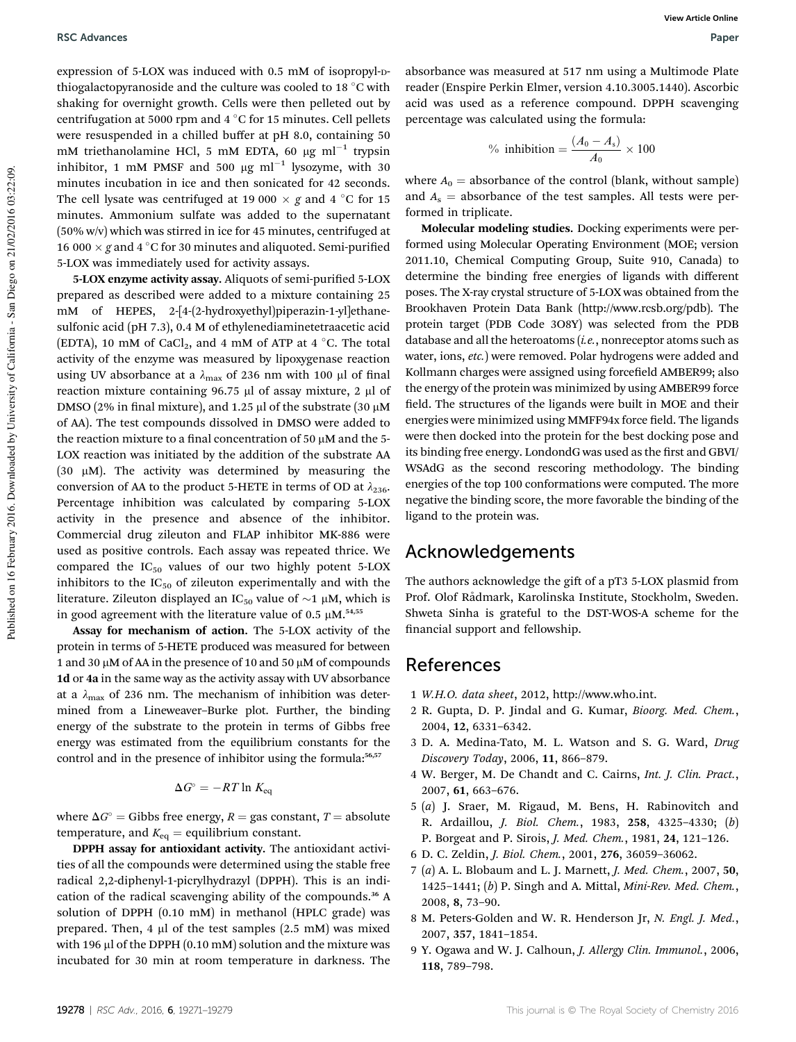expression of 5-LOX was induced with 0.5 mM of isopropyl-D-thiogalactopyranoside and the culture was cooled to 18 °C with shaking for overnight growth. Cells were then pelleted out by centrifugation at 5000 rpm and 4 °C for 15 minutes. Cell pellets were resuspended in a chilled buffer at pH 8.0, containing 50 mM triethanolamine HCl, 5 mM EDTA, 60 μg ml$^{-1}$ trypsin inhibitor, 1 mM PMSF and 500 μg ml$^{-1}$ lysozyme, with 30 minutes incubation in ice and then sonicated for 42 seconds. The cell lysate was centrifuged at 19 000 × *g* and 4 °C for 15 minutes. Ammonium sulfate was added to the supernatant (50% w/v) which was stirred in ice for 45 minutes, centrifuged at 16 000 × *g* and 4 °C for 30 minutes and aliquoted. Semi-purified 5-LOX was immediately used for activity assays.

**5-LOX enzyme activity assay.** Aliquots of semi-purified 5-LOX prepared as described were added to a mixture containing 25 mM of HEPES, 2-[4-(2-hydroxyethyl)piperazin-1-yl]ethanesulfonic acid (pH 7.3), 0.4 M of ethylenediaminetetraacetic acid (EDTA), 10 mM of $CaCl_2$, and 4 mM of ATP at 4 °C. The total activity of the enzyme was measured by lipoxygenase reaction using UV absorbance at a $\lambda_{max}$ of 236 nm with 100 μl of final reaction mixture containing 96.75 μl of assay mixture, 2 μl of DMSO (2% in final mixture), and 1.25 μl of the substrate (30 μM of AA). The test compounds dissolved in DMSO were added to the reaction mixture to a final concentration of 50 μM and the 5-LOX reaction was initiated by the addition of the substrate AA (30 μM). The activity was determined by measuring the conversion of AA to the product 5-HETE in terms of OD at $\lambda_{236}$. Percentage inhibition was calculated by comparing 5-LOX activity in the presence and absence of the inhibitor. Commercial drug zileuton and FLAP inhibitor MK-886 were used as positive controls. Each assay was repeated thrice. We compared the $IC_{50}$ values of our two highly potent 5-LOX inhibitors to the $IC_{50}$ of zileuton experimentally and with the literature. Zileuton displayed an $IC_{50}$ value of ~1 μM, which is in good agreement with the literature value of 0.5 μM.[54,55]

**Assay for mechanism of action.** The 5-LOX activity of the protein in terms of 5-HETE produced was measured for between 1 and 30 μM of AA in the presence of 10 and 50 μM of compounds **1d** or **4a** in the same way as the activity assay with UV absorbance at a $\lambda_{max}$ of 236 nm. The mechanism of inhibition was determined from a Lineweaver–Burke plot. Further, the binding energy of the substrate to the protein in terms of Gibbs free energy was estimated from the equilibrium constants for the control and in the presence of inhibitor using the formula:[56,57]

$$\Delta G^{\circ} = -RT\ln K_{eq}$$

where $\Delta G^{\circ}$ = Gibbs free energy, $R$ = gas constant, $T$ = absolute temperature, and $K_{eq}$ = equilibrium constant.

**DPPH assay for antioxidant activity.** The antioxidant activities of all the compounds were determined using the stable free radical 2,2-diphenyl-1-picrylhydrazyl (DPPH). This is an indication of the radical scavenging ability of the compounds.[36] A solution of DPPH (0.10 mM) in methanol (HPLC grade) was prepared. Then, 4 μl of the test samples (2.5 mM) was mixed with 196 μl of the DPPH (0.10 mM) solution and the mixture was incubated for 30 min at room temperature in darkness. The absorbance was measured at 517 nm using a Multimode Plate reader (Enspire Perkin Elmer, version 4.10.3005.1440). Ascorbic acid was used as a reference compound. DPPH scavenging percentage was calculated using the formula:

$$\%\ \text{inhibition} = \frac{(A_0 - A_s)}{A_0} \times 100$$

where $A_0$ = absorbance of the control (blank, without sample) and $A_s$ = absorbance of the test samples. All tests were performed in triplicate.

**Molecular modeling studies.** Docking experiments were performed using Molecular Operating Environment (MOE; version 2011.10, Chemical Computing Group, Suite 910, Canada) to determine the binding free energies of ligands with different poses. The X-ray crystal structure of 5-LOX was obtained from the Brookhaven Protein Data Bank (http://www.rcsb.org/pdb). The protein target (PDB Code 3O8Y) was selected from the PDB database and all the heteroatoms (*i.e.*, nonreceptor atoms such as water, ions, *etc.*) were removed. Polar hydrogens were added and Kollmann charges were assigned using forcefield AMBER99; also the energy of the protein was minimized by using AMBER99 force field. The structures of the ligands were built in MOE and their energies were minimized using MMFF94x force field. The ligands were then docked into the protein for the best docking pose and its binding free energy. LondondG was used as the first and GBVI/WSAdG as the second rescoring methodology. The binding energies of the top 100 conformations were computed. The more negative the binding score, the more favorable the binding of the ligand to the protein was.

## Acknowledgements

The authors acknowledge the gift of a pT3 5-LOX plasmid from Prof. Olof Rådmark, Karolinska Institute, Stockholm, Sweden. Shweta Sinha is grateful to the DST-WOS-A scheme for the financial support and fellowship.

## References

1. *W.H.O. data sheet*, 2012, http://www.who.int.
2. R. Gupta, D. P. Jindal and G. Kumar, *Bioorg. Med. Chem.*, 2004, **12**, 6331–6342.
3. D. A. Medina-Tato, M. L. Watson and S. G. Ward, *Drug Discovery Today*, 2006, **11**, 866–879.
4. W. Berger, M. De Chandt and C. Cairns, *Int. J. Clin. Pract.*, 2007, **61**, 663–676.
5. (*a*) J. Sraer, M. Rigaud, M. Bens, H. Rabinovitch and R. Ardaillou, *J. Biol. Chem.*, 1983, **258**, 4325–4330; (*b*) P. Borgeat and P. Sirois, *J. Med. Chem.*, 1981, **24**, 121–126.
6. D. C. Zeldin, *J. Biol. Chem.*, 2001, **276**, 36059–36062.
7. (*a*) A. L. Blobaum and L. J. Marnett, *J. Med. Chem.*, 2007, **50**, 1425–1441; (*b*) P. Singh and A. Mittal, *Mini-Rev. Med. Chem.*, 2008, **8**, 73–90.
8. M. Peters-Golden and W. R. Henderson Jr, *N. Engl. J. Med.*, 2007, **357**, 1841–1854.
9. Y. Ogawa and W. J. Calhoun, *J. Allergy Clin. Immunol.*, 2006, **118**, 789–798.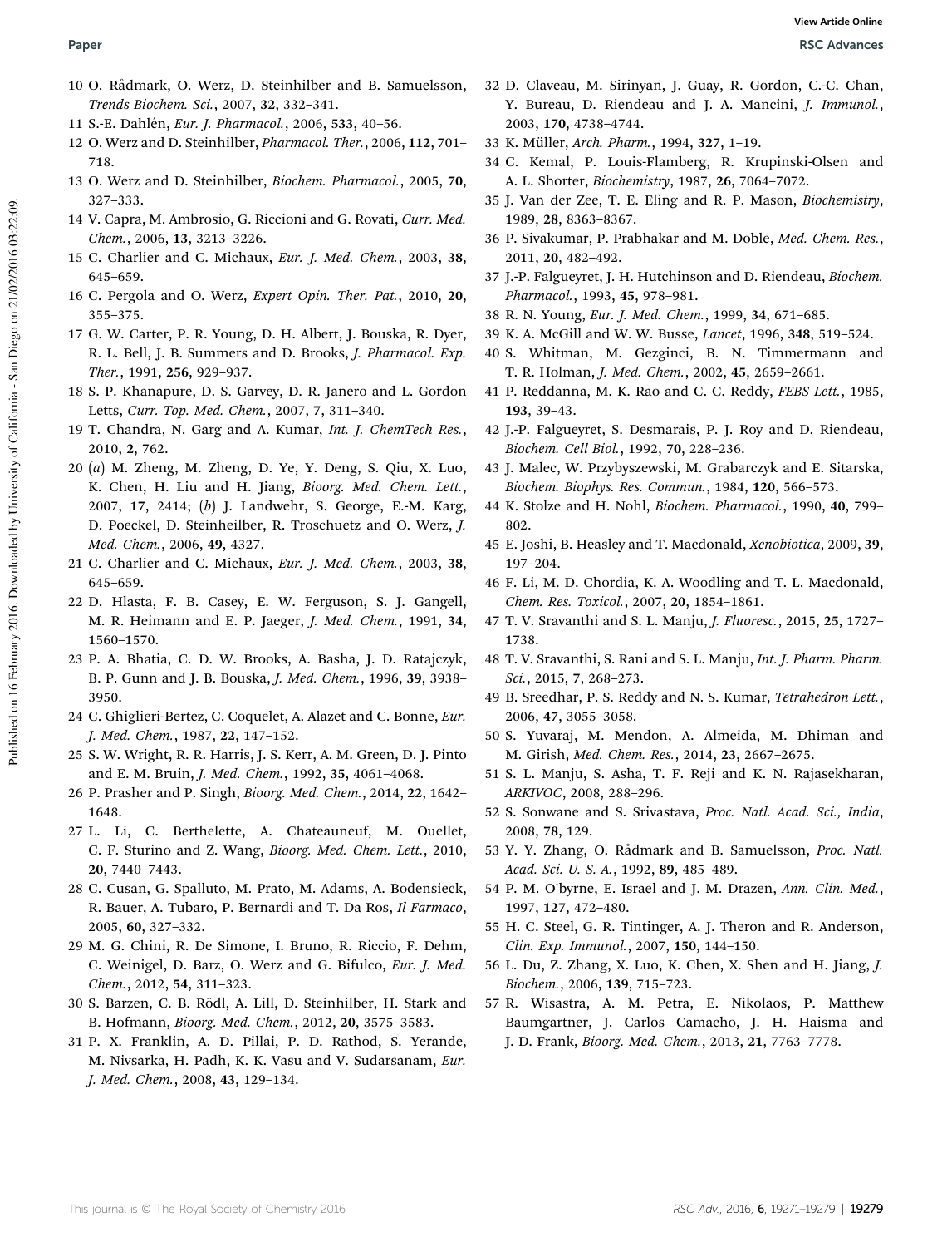10 O. Rådmark, O. Werz, D. Steinhilber and B. Samuelsson, *Trends Biochem. Sci.*, 2007, **32**, 332–341.

11 S.-E. Dahlén, *Eur. J. Pharmacol.*, 2006, **533**, 40–56.

12 O. Werz and D. Steinhilber, *Pharmacol. Ther.*, 2006, **112**, 701–718.

13 O. Werz and D. Steinhilber, *Biochem. Pharmacol.*, 2005, **70**, 327–333.

14 V. Capra, M. Ambrosio, G. Riccioni and G. Rovati, *Curr. Med. Chem.*, 2006, **13**, 3213–3226.

15 C. Charlier and C. Michaux, *Eur. J. Med. Chem.*, 2003, **38**, 645–659.

16 C. Pergola and O. Werz, *Expert Opin. Ther. Pat.*, 2010, **20**, 355–375.

17 G. W. Carter, P. R. Young, D. H. Albert, J. Bouska, R. Dyer, R. L. Bell, J. B. Summers and D. Brooks, *J. Pharmacol. Exp. Ther.*, 1991, **256**, 929–937.

18 S. P. Khanapure, D. S. Garvey, D. R. Janero and L. Gordon Letts, *Curr. Top. Med. Chem.*, 2007, **7**, 311–340.

19 T. Chandra, N. Garg and A. Kumar, *Int. J. ChemTech Res.*, 2010, **2**, 762.

20 (*a*) M. Zheng, M. Zheng, D. Ye, Y. Deng, S. Qiu, X. Luo, K. Chen, H. Liu and H. Jiang, *Bioorg. Med. Chem. Lett.*, 2007, **17**, 2414; (*b*) J. Landwehr, S. George, E.-M. Karg, D. Poeckel, D. Steinheilber, R. Troschuetz and O. Werz, *J. Med. Chem.*, 2006, **49**, 4327.

21 C. Charlier and C. Michaux, *Eur. J. Med. Chem.*, 2003, **38**, 645–659.

22 D. Hlasta, F. B. Casey, E. W. Ferguson, S. J. Gangell, M. R. Heimann and E. P. Jaeger, *J. Med. Chem.*, 1991, **34**, 1560–1570.

23 P. A. Bhatia, C. D. W. Brooks, A. Basha, J. D. Ratajczyk, B. P. Gunn and J. B. Bouska, *J. Med. Chem.*, 1996, **39**, 3938–3950.

24 C. Ghiglieri-Bertez, C. Coquelet, A. Alazet and C. Bonne, *Eur. J. Med. Chem.*, 1987, **22**, 147–152.

25 S. W. Wright, R. R. Harris, J. S. Kerr, A. M. Green, D. J. Pinto and E. M. Bruin, *J. Med. Chem.*, 1992, **35**, 4061–4068.

26 P. Prasher and P. Singh, *Bioorg. Med. Chem.*, 2014, **22**, 1642–1648.

27 L. Li, C. Berthelette, A. Chateauneuf, M. Ouellet, C. F. Sturino and Z. Wang, *Bioorg. Med. Chem. Lett.*, 2010, **20**, 7440–7443.

28 C. Cusan, G. Spalluto, M. Prato, M. Adams, A. Bodensieck, R. Bauer, A. Tubaro, P. Bernardi and T. Da Ros, *Il Farmaco*, 2005, **60**, 327–332.

29 M. G. Chini, R. De Simone, I. Bruno, R. Riccio, F. Dehm, C. Weinigel, D. Barz, O. Werz and G. Bifulco, *Eur. J. Med. Chem.*, 2012, **54**, 311–323.

30 S. Barzen, C. B. Rödl, A. Lill, D. Steinhilber, H. Stark and B. Hofmann, *Bioorg. Med. Chem.*, 2012, **20**, 3575–3583.

31 P. X. Franklin, A. D. Pillai, P. D. Rathod, S. Yerande, M. Nivsarka, H. Padh, K. K. Vasu and V. Sudarsanam, *Eur. J. Med. Chem.*, 2008, **43**, 129–134.

32 D. Claveau, M. Sirinyan, J. Guay, R. Gordon, C.-C. Chan, Y. Bureau, D. Riendeau and J. A. Mancini, *J. Immunol.*, 2003, **170**, 4738–4744.

33 K. Müller, *Arch. Pharm.*, 1994, **327**, 1–19.

34 C. Kemal, P. Louis-Flamberg, R. Krupinski-Olsen and A. L. Shorter, *Biochemistry*, 1987, **26**, 7064–7072.

35 J. Van der Zee, T. E. Eling and R. P. Mason, *Biochemistry*, 1989, **28**, 8363–8367.

36 P. Sivakumar, P. Prabhakar and M. Doble, *Med. Chem. Res.*, 2011, **20**, 482–492.

37 J.-P. Falgueyret, J. H. Hutchinson and D. Riendeau, *Biochem. Pharmacol.*, 1993, **45**, 978–981.

38 R. N. Young, *Eur. J. Med. Chem.*, 1999, **34**, 671–685.

39 K. A. McGill and W. W. Busse, *Lancet*, 1996, **348**, 519–524.

40 S. Whitman, M. Gezginci, B. N. Timmermann and T. R. Holman, *J. Med. Chem.*, 2002, **45**, 2659–2661.

41 P. Reddanna, M. K. Rao and C. C. Reddy, *FEBS Lett.*, 1985, **193**, 39–43.

42 J.-P. Falgueyret, S. Desmarais, P. J. Roy and D. Riendeau, *Biochem. Cell Biol.*, 1992, **70**, 228–236.

43 J. Malec, W. Przybyszewski, M. Grabarczyk and E. Sitarska, *Biochem. Biophys. Res. Commun.*, 1984, **120**, 566–573.

44 K. Stolze and H. Nohl, *Biochem. Pharmacol.*, 1990, **40**, 799–802.

45 E. Joshi, B. Heasley and T. Macdonald, *Xenobiotica*, 2009, **39**, 197–204.

46 F. Li, M. D. Chordia, K. A. Woodling and T. L. Macdonald, *Chem. Res. Toxicol.*, 2007, **20**, 1854–1861.

47 T. V. Sravanthi and S. L. Manju, *J. Fluoresc.*, 2015, **25**, 1727–1738.

48 T. V. Sravanthi, S. Rani and S. L. Manju, *Int. J. Pharm. Pharm. Sci.*, 2015, **7**, 268–273.

49 B. Sreedhar, P. S. Reddy and N. S. Kumar, *Tetrahedron Lett.*, 2006, **47**, 3055–3058.

50 S. Yuvaraj, M. Mendon, A. Almeida, M. Dhiman and M. Girish, *Med. Chem. Res.*, 2014, **23**, 2667–2675.

51 S. L. Manju, S. Asha, T. F. Reji and K. N. Rajasekharan, *ARKIVOC*, 2008, 288–296.

52 S. Sonwane and S. Srivastava, *Proc. Natl. Acad. Sci., India*, 2008, **78**, 129.

53 Y. Y. Zhang, O. Rådmark and B. Samuelsson, *Proc. Natl. Acad. Sci. U. S. A.*, 1992, **89**, 485–489.

54 P. M. O'byrne, E. Israel and J. M. Drazen, *Ann. Clin. Med.*, 1997, **127**, 472–480.

55 H. C. Steel, G. R. Tintinger, A. J. Theron and R. Anderson, *Clin. Exp. Immunol.*, 2007, **150**, 144–150.

56 L. Du, Z. Zhang, X. Luo, K. Chen, X. Shen and H. Jiang, *J. Biochem.*, 2006, **139**, 715–723.

57 R. Wisastra, A. M. Petra, E. Nikolaos, P. Matthew Baumgartner, J. Carlos Camacho, J. H. Haisma and J. D. Frank, *Bioorg. Med. Chem.*, 2013, **21**, 7763–7778.